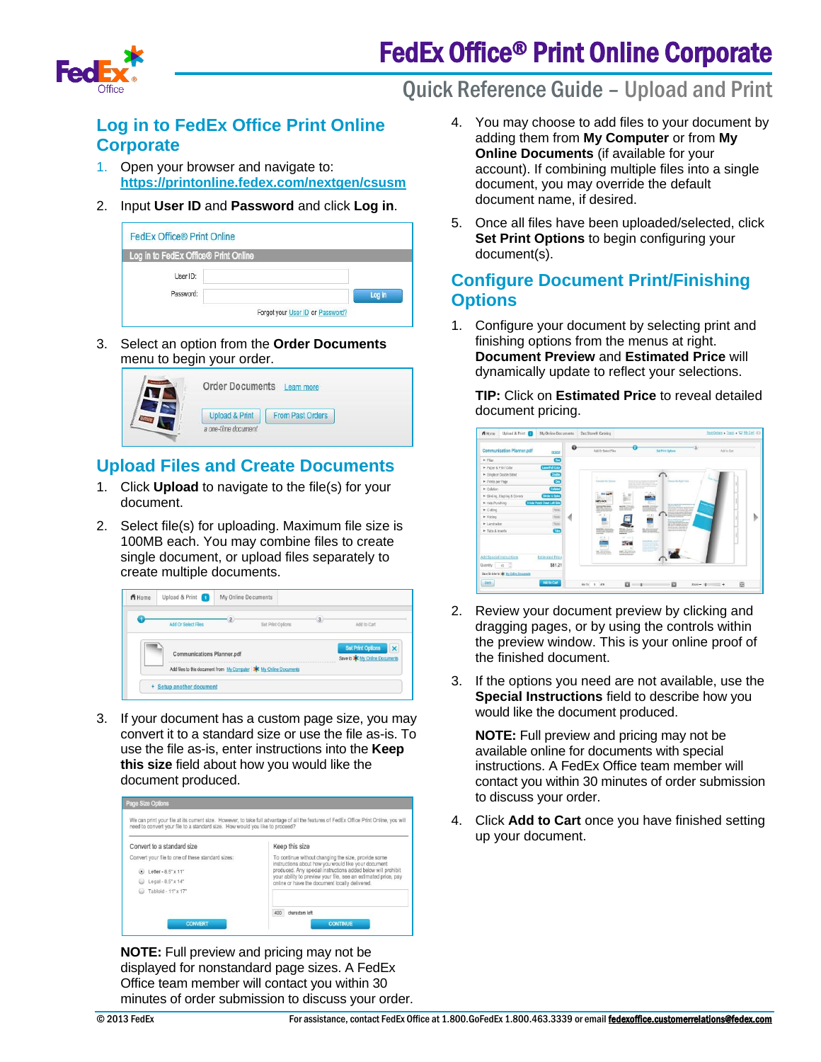# FedEx Office® Print Online Corporate

## Quick Reference Guide – Upload and Print

## Log in to FedEx Office Print Online Corporate

1. Open your browser and navigate to: https://printonline.fedex.com/nextgen/csusm
2. Input **User ID** and **Password** and click **Log in**.
3. Select an option from the **Order Documents** menu to begin your order.

## Upload Files and Create Documents

1. Click **Upload** to navigate to the file(s) for your document.
2. Select file(s) for uploading. Maximum file size is 100MB each. You may combine files to create single document, or upload files separately to create multiple documents.
3. If your document has a custom page size, you may convert it to a standard size or use the file as-is. To use the file as-is, enter instructions into the **Keep this size** field about how you would like the document produced.

**NOTE:** Full preview and pricing may not be displayed for nonstandard page sizes. A FedEx Office team member will contact you within 30 minutes of order submission to discuss your order.

4. You may choose to add files to your document by adding them from **My Computer** or from **My Online Documents** (if available for your account). If combining multiple files into a single document, you may override the default document name, if desired.
5. Once all files have been uploaded/selected, click **Set Print Options** to begin configuring your document(s).

## Configure Document Print/Finishing Options

1. Configure your document by selecting print and finishing options from the menus at right. **Document Preview** and **Estimated Price** will dynamically update to reflect your selections.

   **TIP:** Click on **Estimated Price** to reveal detailed document pricing.

2. Review your document preview by clicking and dragging pages, or by using the controls within the preview window. This is your online proof of the finished document.
3. If the options you need are not available, use the **Special Instructions** field to describe how you would like the document produced.

   **NOTE:** Full preview and pricing may not be available online for documents with special instructions. A FedEx Office team member will contact you within 30 minutes of order submission to discuss your order.

4. Click **Add to Cart** once you have finished setting up your document.

© 2013 FedEx

For assistance, contact FedEx Office at 1.800.GoFedEx 1.800.463.3339 or email fedexoffice.customerrelations@fedex.com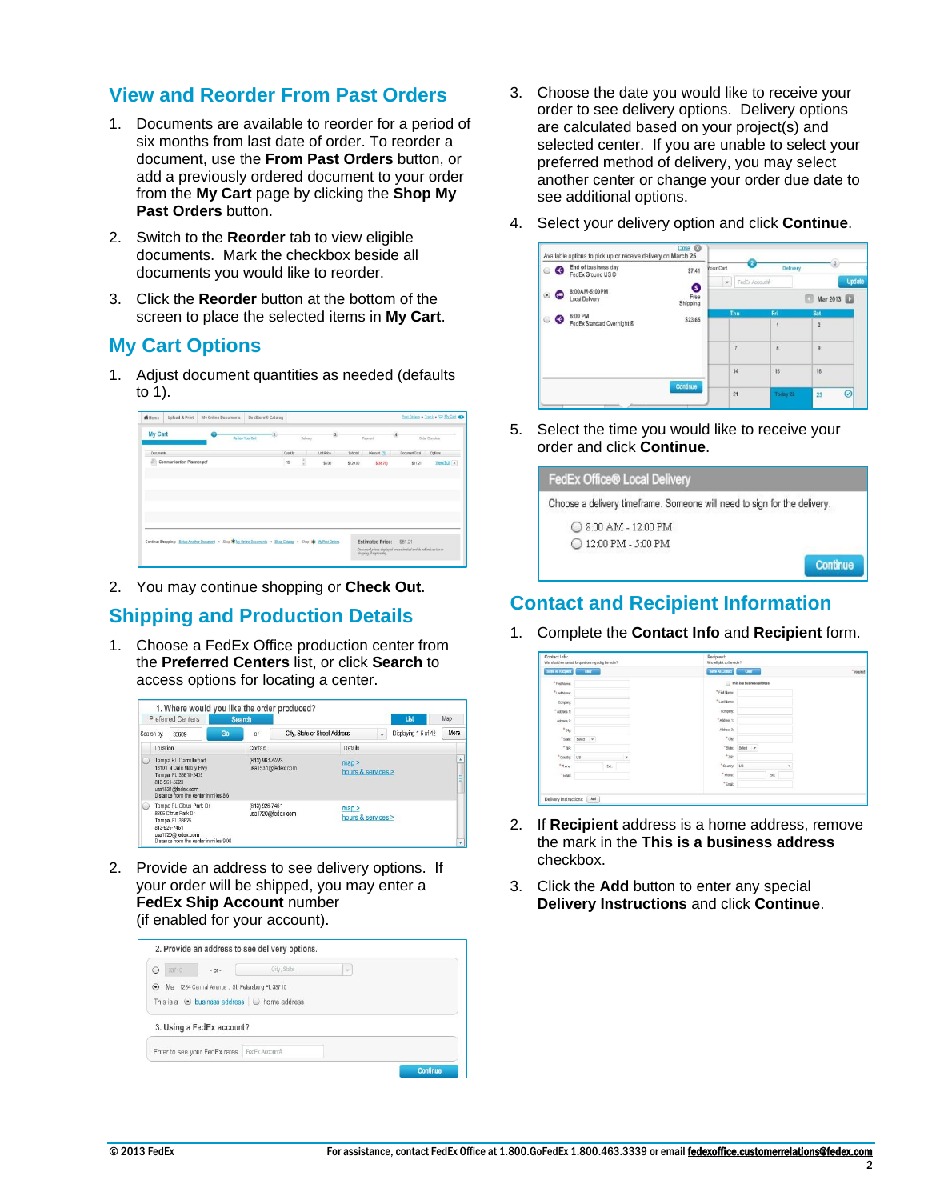## View and Reorder From Past Orders

1. Documents are available to reorder for a period of six months from last date of order. To reorder a document, use the **From Past Orders** button, or add a previously ordered document to your order from the **My Cart** page by clicking the **Shop My Past Orders** button.
2. Switch to the **Reorder** tab to view eligible documents. Mark the checkbox beside all documents you would like to reorder.
3. Click the **Reorder** button at the bottom of the screen to place the selected items in **My Cart**.

## My Cart Options

1. Adjust document quantities as needed (defaults to 1).
2. You may continue shopping or **Check Out**.

## Shipping and Production Details

1. Choose a FedEx Office production center from the **Preferred Centers** list, or click **Search** to access options for locating a center.
2. Provide an address to see delivery options. If your order will be shipped, you may enter a **FedEx Ship Account** number (if enabled for your account).
3. Choose the date you would like to receive your order to see delivery options. Delivery options are calculated based on your project(s) and selected center. If you are unable to select your preferred method of delivery, you may select another center or change your order due date to see additional options.
4. Select your delivery option and click **Continue**.
5. Select the time you would like to receive your order and click **Continue**.

## Contact and Recipient Information

1. Complete the **Contact Info** and **Recipient** form.
2. If **Recipient** address is a home address, remove the mark in the **This is a business address** checkbox.
3. Click the **Add** button to enter any special **Delivery Instructions** and click **Continue**.

© 2013 FedEx

For assistance, contact FedEx Office at 1.800.GoFedEx 1.800.463.3339 or email fedexoffice.customerrelations@fedex.com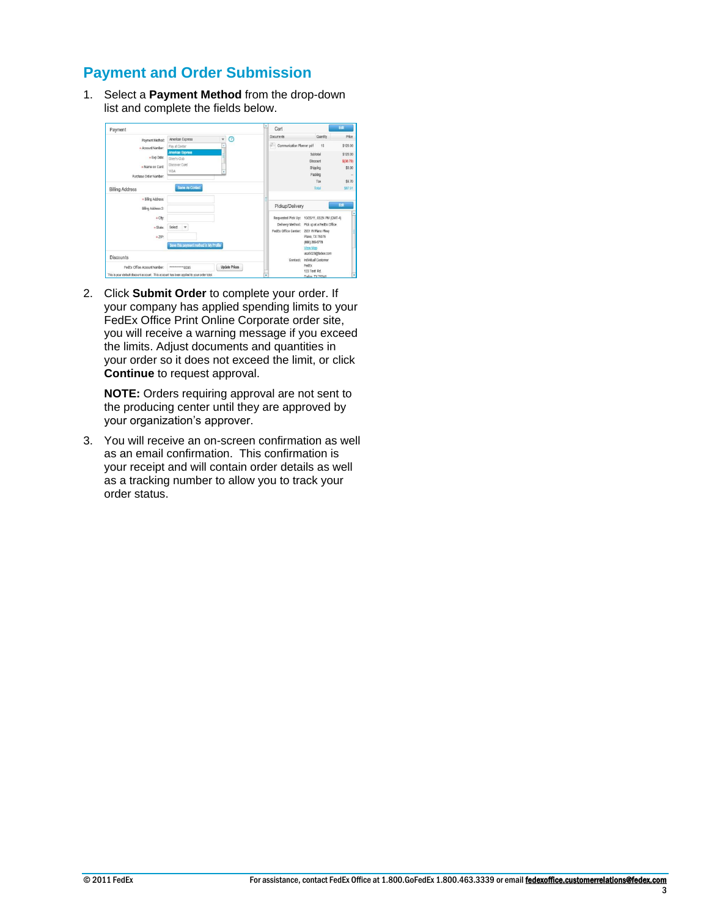## Payment and Order Submission

1. Select a **Payment Method** from the drop-down list and complete the fields below.

2. Click **Submit Order** to complete your order. If your company has applied spending limits to your FedEx Office Print Online Corporate order site, you will receive a warning message if you exceed the limits. Adjust documents and quantities in your order so it does not exceed the limit, or click **Continue** to request approval.

   **NOTE:** Orders requiring approval are not sent to the producing center until they are approved by your organization's approver.

3. You will receive an on-screen confirmation as well as an email confirmation. This confirmation is your receipt and will contain order details as well as a tracking number to allow you to track your order status.